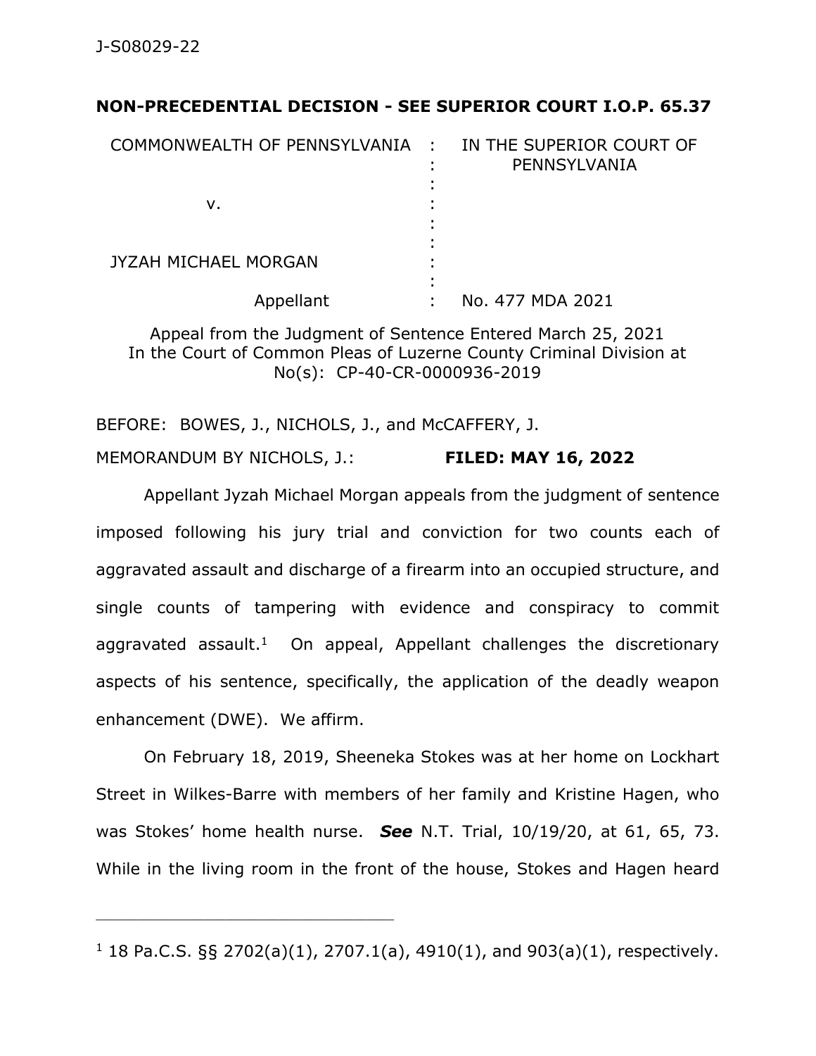J-S08029-22

**NON-PRECEDENTIAL DECISION - SEE SUPERIOR COURT I.O.P. 65.37**

| | | |
|---|---|---|
| COMMONWEALTH OF PENNSYLVANIA | : | IN THE SUPERIOR COURT OF PENNSYLVANIA |
| v. | : | |
| JYZAH MICHAEL MORGAN | : | |
| Appellant | : | No. 477 MDA 2021 |

Appeal from the Judgment of Sentence Entered March 25, 2021
In the Court of Common Pleas of Luzerne County Criminal Division at No(s): CP-40-CR-0000936-2019

BEFORE: BOWES, J., NICHOLS, J., and McCAFFERY, J.

MEMORANDUM BY NICHOLS, J.: **FILED: MAY 16, 2022**

Appellant Jyzah Michael Morgan appeals from the judgment of sentence imposed following his jury trial and conviction for two counts each of aggravated assault and discharge of a firearm into an occupied structure, and single counts of tampering with evidence and conspiracy to commit aggravated assault.[1] On appeal, Appellant challenges the discretionary aspects of his sentence, specifically, the application of the deadly weapon enhancement (DWE). We affirm.

On February 18, 2019, Sheeneka Stokes was at her home on Lockhart Street in Wilkes-Barre with members of her family and Kristine Hagen, who was Stokes' home health nurse. ***See*** N.T. Trial, 10/19/20, at 61, 65, 73. While in the living room in the front of the house, Stokes and Hagen heard

---

[1] 18 Pa.C.S. §§ 2702(a)(1), 2707.1(a), 4910(1), and 903(a)(1), respectively.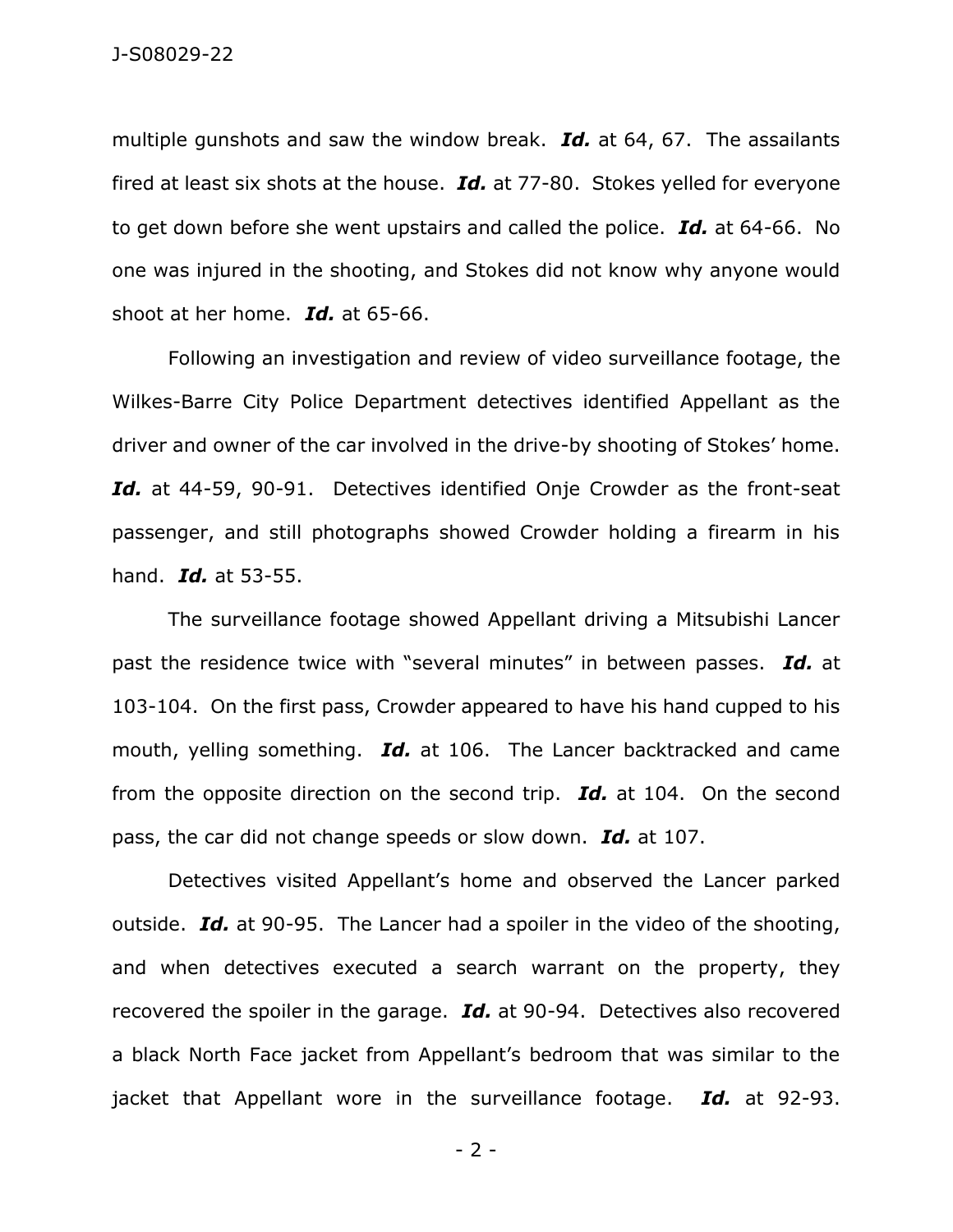multiple gunshots and saw the window break. ***Id.*** at 64, 67. The assailants fired at least six shots at the house. ***Id.*** at 77-80. Stokes yelled for everyone to get down before she went upstairs and called the police. ***Id.*** at 64-66. No one was injured in the shooting, and Stokes did not know why anyone would shoot at her home. ***Id.*** at 65-66.

Following an investigation and review of video surveillance footage, the Wilkes-Barre City Police Department detectives identified Appellant as the driver and owner of the car involved in the drive-by shooting of Stokes' home. ***Id.*** at 44-59, 90-91. Detectives identified Onje Crowder as the front-seat passenger, and still photographs showed Crowder holding a firearm in his hand. ***Id.*** at 53-55.

The surveillance footage showed Appellant driving a Mitsubishi Lancer past the residence twice with "several minutes" in between passes. ***Id.*** at 103-104. On the first pass, Crowder appeared to have his hand cupped to his mouth, yelling something. ***Id.*** at 106. The Lancer backtracked and came from the opposite direction on the second trip. ***Id.*** at 104. On the second pass, the car did not change speeds or slow down. ***Id.*** at 107.

Detectives visited Appellant's home and observed the Lancer parked outside. ***Id.*** at 90-95. The Lancer had a spoiler in the video of the shooting, and when detectives executed a search warrant on the property, they recovered the spoiler in the garage. ***Id.*** at 90-94. Detectives also recovered a black North Face jacket from Appellant's bedroom that was similar to the jacket that Appellant wore in the surveillance footage. ***Id.*** at 92-93.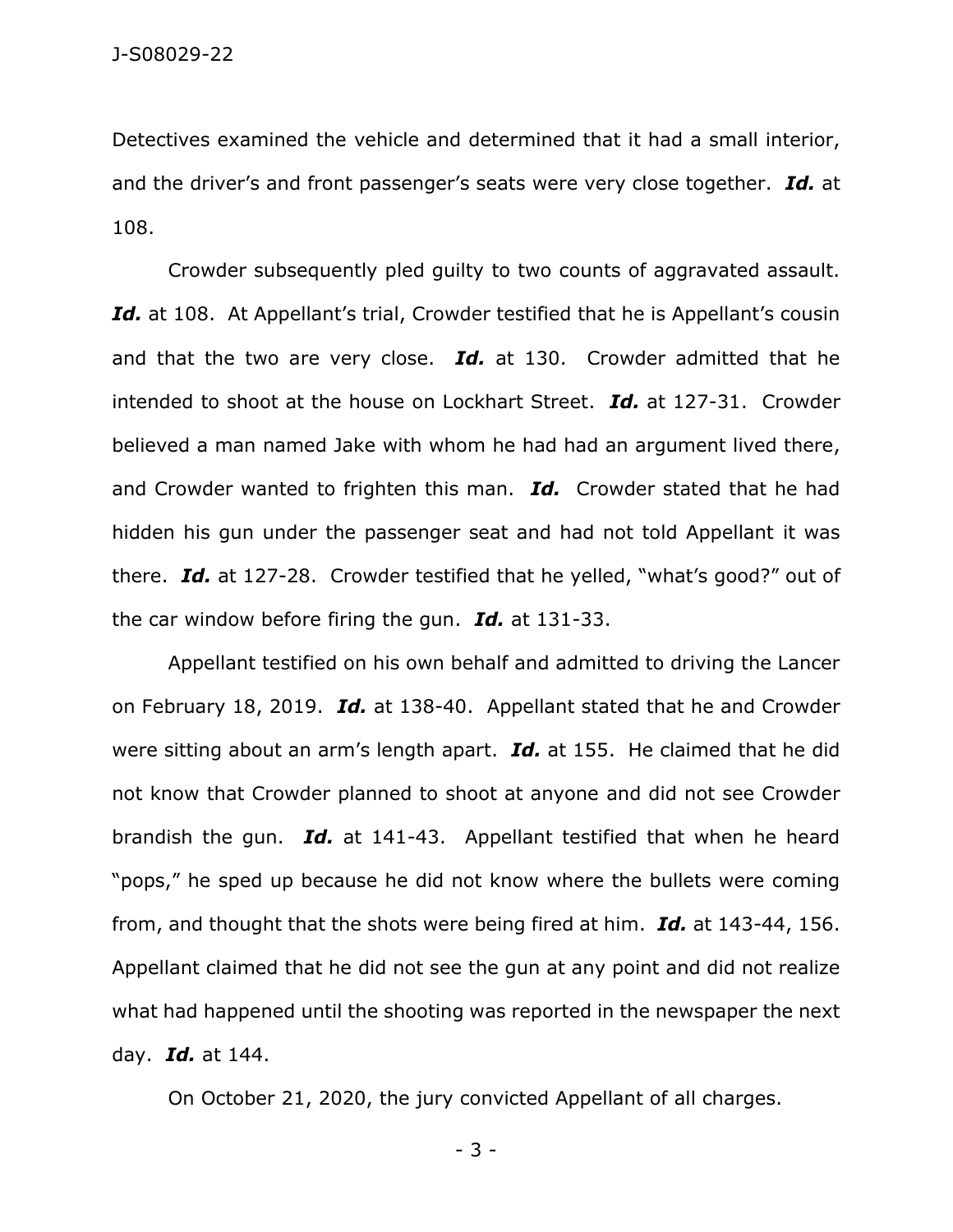Detectives examined the vehicle and determined that it had a small interior, and the driver's and front passenger's seats were very close together. ***Id.*** at 108.

Crowder subsequently pled guilty to two counts of aggravated assault. ***Id.*** at 108. At Appellant's trial, Crowder testified that he is Appellant's cousin and that the two are very close. ***Id.*** at 130. Crowder admitted that he intended to shoot at the house on Lockhart Street. ***Id.*** at 127-31. Crowder believed a man named Jake with whom he had had an argument lived there, and Crowder wanted to frighten this man. ***Id.*** Crowder stated that he had hidden his gun under the passenger seat and had not told Appellant it was there. ***Id.*** at 127-28. Crowder testified that he yelled, "what's good?" out of the car window before firing the gun. ***Id.*** at 131-33.

Appellant testified on his own behalf and admitted to driving the Lancer on February 18, 2019. ***Id.*** at 138-40. Appellant stated that he and Crowder were sitting about an arm's length apart. ***Id.*** at 155. He claimed that he did not know that Crowder planned to shoot at anyone and did not see Crowder brandish the gun. ***Id.*** at 141-43. Appellant testified that when he heard "pops," he sped up because he did not know where the bullets were coming from, and thought that the shots were being fired at him. ***Id.*** at 143-44, 156. Appellant claimed that he did not see the gun at any point and did not realize what had happened until the shooting was reported in the newspaper the next day. ***Id.*** at 144.

On October 21, 2020, the jury convicted Appellant of all charges.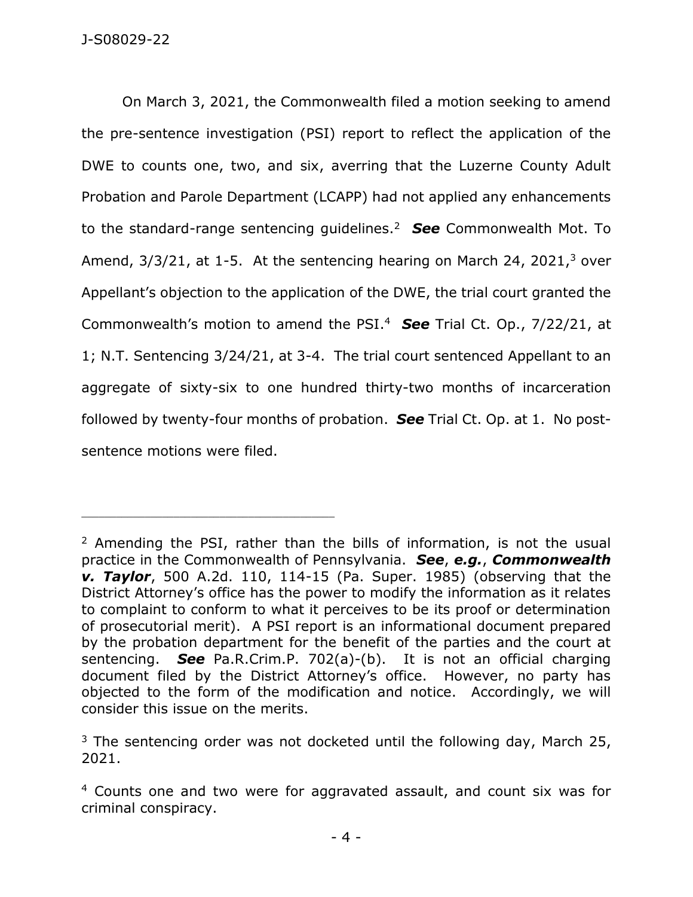On March 3, 2021, the Commonwealth filed a motion seeking to amend the pre-sentence investigation (PSI) report to reflect the application of the DWE to counts one, two, and six, averring that the Luzerne County Adult Probation and Parole Department (LCAPP) had not applied any enhancements to the standard-range sentencing guidelines.[2] ***See*** Commonwealth Mot. To Amend, 3/3/21, at 1-5. At the sentencing hearing on March 24, 2021,[3] over Appellant's objection to the application of the DWE, the trial court granted the Commonwealth's motion to amend the PSI.[4] ***See*** Trial Ct. Op., 7/22/21, at 1; N.T. Sentencing 3/24/21, at 3-4. The trial court sentenced Appellant to an aggregate of sixty-six to one hundred thirty-two months of incarceration followed by twenty-four months of probation. ***See*** Trial Ct. Op. at 1. No post-sentence motions were filed.

---

[2] Amending the PSI, rather than the bills of information, is not the usual practice in the Commonwealth of Pennsylvania. ***See***, ***e.g.***, ***Commonwealth v. Taylor***, 500 A.2d. 110, 114-15 (Pa. Super. 1985) (observing that the District Attorney's office has the power to modify the information as it relates to complaint to conform to what it perceives to be its proof or determination of prosecutorial merit). A PSI report is an informational document prepared by the probation department for the benefit of the parties and the court at sentencing. ***See*** Pa.R.Crim.P. 702(a)-(b). It is not an official charging document filed by the District Attorney's office. However, no party has objected to the form of the modification and notice. Accordingly, we will consider this issue on the merits.

[3] The sentencing order was not docketed until the following day, March 25, 2021.

[4] Counts one and two were for aggravated assault, and count six was for criminal conspiracy.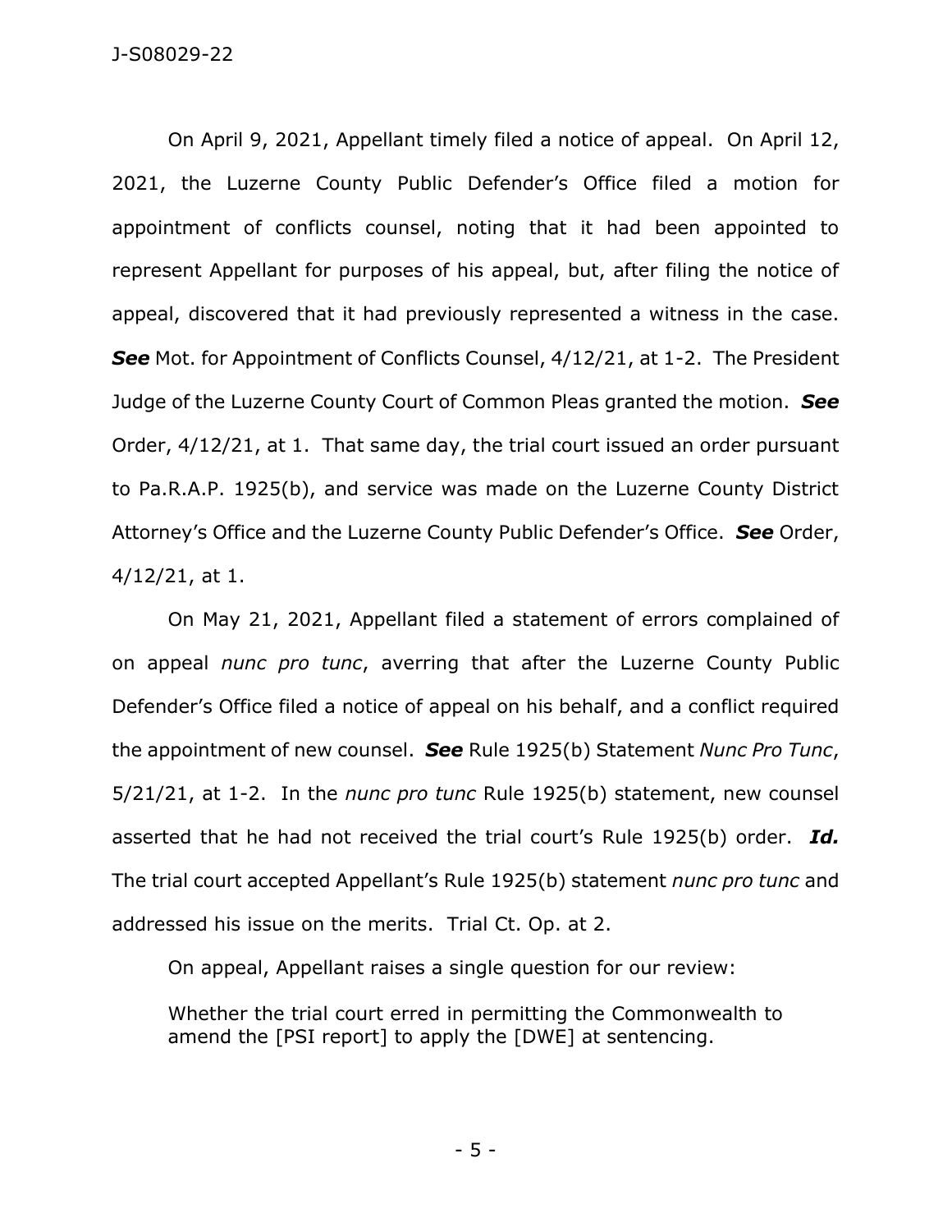On April 9, 2021, Appellant timely filed a notice of appeal. On April 12, 2021, the Luzerne County Public Defender's Office filed a motion for appointment of conflicts counsel, noting that it had been appointed to represent Appellant for purposes of his appeal, but, after filing the notice of appeal, discovered that it had previously represented a witness in the case. ***See*** Mot. for Appointment of Conflicts Counsel, 4/12/21, at 1-2. The President Judge of the Luzerne County Court of Common Pleas granted the motion. ***See*** Order, 4/12/21, at 1. That same day, the trial court issued an order pursuant to Pa.R.A.P. 1925(b), and service was made on the Luzerne County District Attorney's Office and the Luzerne County Public Defender's Office. ***See*** Order, 4/12/21, at 1.

On May 21, 2021, Appellant filed a statement of errors complained of on appeal *nunc pro tunc*, averring that after the Luzerne County Public Defender's Office filed a notice of appeal on his behalf, and a conflict required the appointment of new counsel. ***See*** Rule 1925(b) Statement *Nunc Pro Tunc*, 5/21/21, at 1-2. In the *nunc pro tunc* Rule 1925(b) statement, new counsel asserted that he had not received the trial court's Rule 1925(b) order. ***Id.*** The trial court accepted Appellant's Rule 1925(b) statement *nunc pro tunc* and addressed his issue on the merits. Trial Ct. Op. at 2.

On appeal, Appellant raises a single question for our review:

> Whether the trial court erred in permitting the Commonwealth to amend the [PSI report] to apply the [DWE] at sentencing.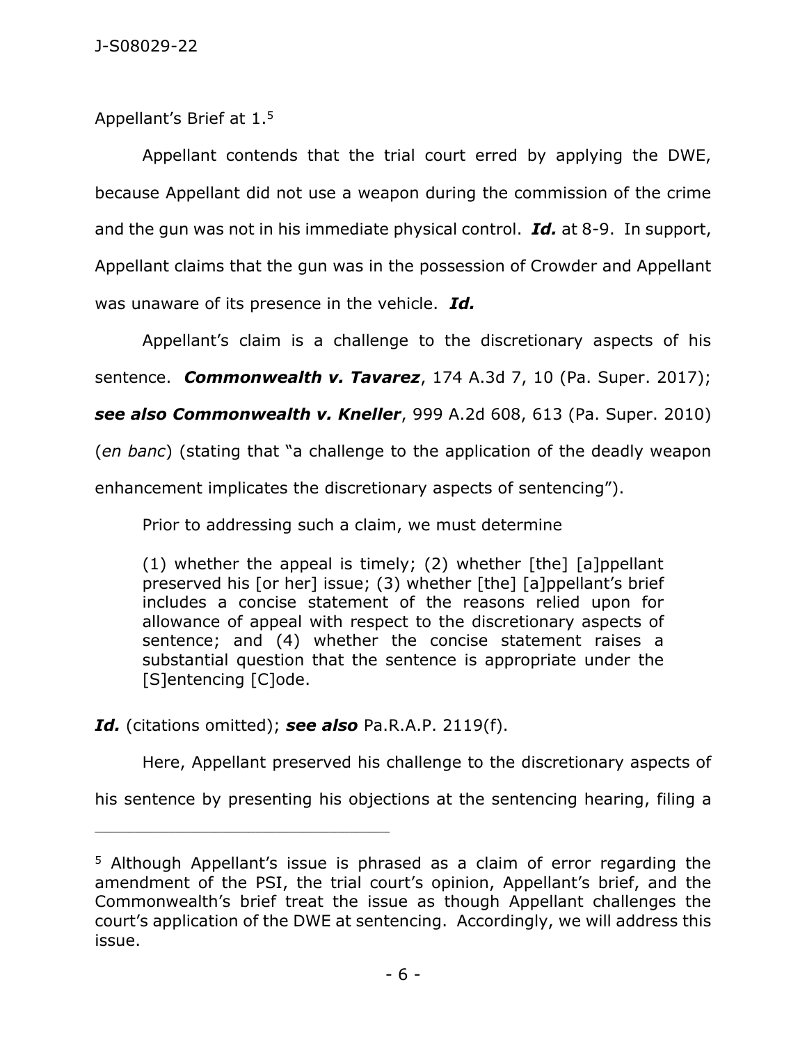Appellant's Brief at 1.[5]

Appellant contends that the trial court erred by applying the DWE, because Appellant did not use a weapon during the commission of the crime and the gun was not in his immediate physical control. ***Id.*** at 8-9. In support, Appellant claims that the gun was in the possession of Crowder and Appellant was unaware of its presence in the vehicle. ***Id.***

Appellant's claim is a challenge to the discretionary aspects of his sentence. ***Commonwealth v. Tavarez***, 174 A.3d 7, 10 (Pa. Super. 2017); ***see also Commonwealth v. Kneller***, 999 A.2d 608, 613 (Pa. Super. 2010) (*en banc*) (stating that "a challenge to the application of the deadly weapon enhancement implicates the discretionary aspects of sentencing").

Prior to addressing such a claim, we must determine

> (1) whether the appeal is timely; (2) whether [the] [a]ppellant preserved his [or her] issue; (3) whether [the] [a]ppellant's brief includes a concise statement of the reasons relied upon for allowance of appeal with respect to the discretionary aspects of sentence; and (4) whether the concise statement raises a substantial question that the sentence is appropriate under the [S]entencing [C]ode.

***Id.*** (citations omitted); ***see also*** Pa.R.A.P. 2119(f).

Here, Appellant preserved his challenge to the discretionary aspects of his sentence by presenting his objections at the sentencing hearing, filing a

---

[5] Although Appellant's issue is phrased as a claim of error regarding the amendment of the PSI, the trial court's opinion, Appellant's brief, and the Commonwealth's brief treat the issue as though Appellant challenges the court's application of the DWE at sentencing. Accordingly, we will address this issue.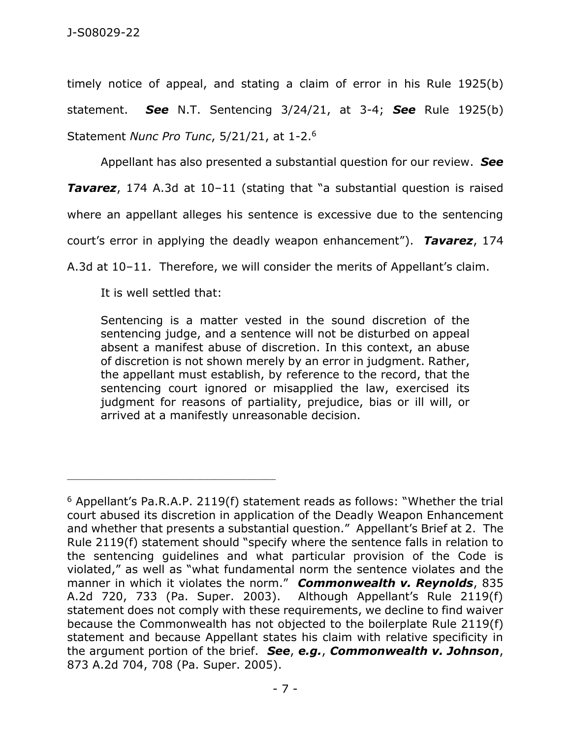timely notice of appeal, and stating a claim of error in his Rule 1925(b) statement. ***See*** N.T. Sentencing 3/24/21, at 3-4; ***See*** Rule 1925(b) Statement *Nunc Pro Tunc*, 5/21/21, at 1-2.[6]

Appellant has also presented a substantial question for our review. ***See Tavarez***, 174 A.3d at 10–11 (stating that "a substantial question is raised where an appellant alleges his sentence is excessive due to the sentencing court's error in applying the deadly weapon enhancement"). ***Tavarez***, 174 A.3d at 10–11. Therefore, we will consider the merits of Appellant's claim.

It is well settled that:

> Sentencing is a matter vested in the sound discretion of the sentencing judge, and a sentence will not be disturbed on appeal absent a manifest abuse of discretion. In this context, an abuse of discretion is not shown merely by an error in judgment. Rather, the appellant must establish, by reference to the record, that the sentencing court ignored or misapplied the law, exercised its judgment for reasons of partiality, prejudice, bias or ill will, or arrived at a manifestly unreasonable decision.

---

[6] Appellant's Pa.R.A.P. 2119(f) statement reads as follows: "Whether the trial court abused its discretion in application of the Deadly Weapon Enhancement and whether that presents a substantial question." Appellant's Brief at 2. The Rule 2119(f) statement should "specify where the sentence falls in relation to the sentencing guidelines and what particular provision of the Code is violated," as well as "what fundamental norm the sentence violates and the manner in which it violates the norm." ***Commonwealth v. Reynolds***, 835 A.2d 720, 733 (Pa. Super. 2003). Although Appellant's Rule 2119(f) statement does not comply with these requirements, we decline to find waiver because the Commonwealth has not objected to the boilerplate Rule 2119(f) statement and because Appellant states his claim with relative specificity in the argument portion of the brief. ***See***, ***e.g.***, ***Commonwealth v. Johnson***, 873 A.2d 704, 708 (Pa. Super. 2005).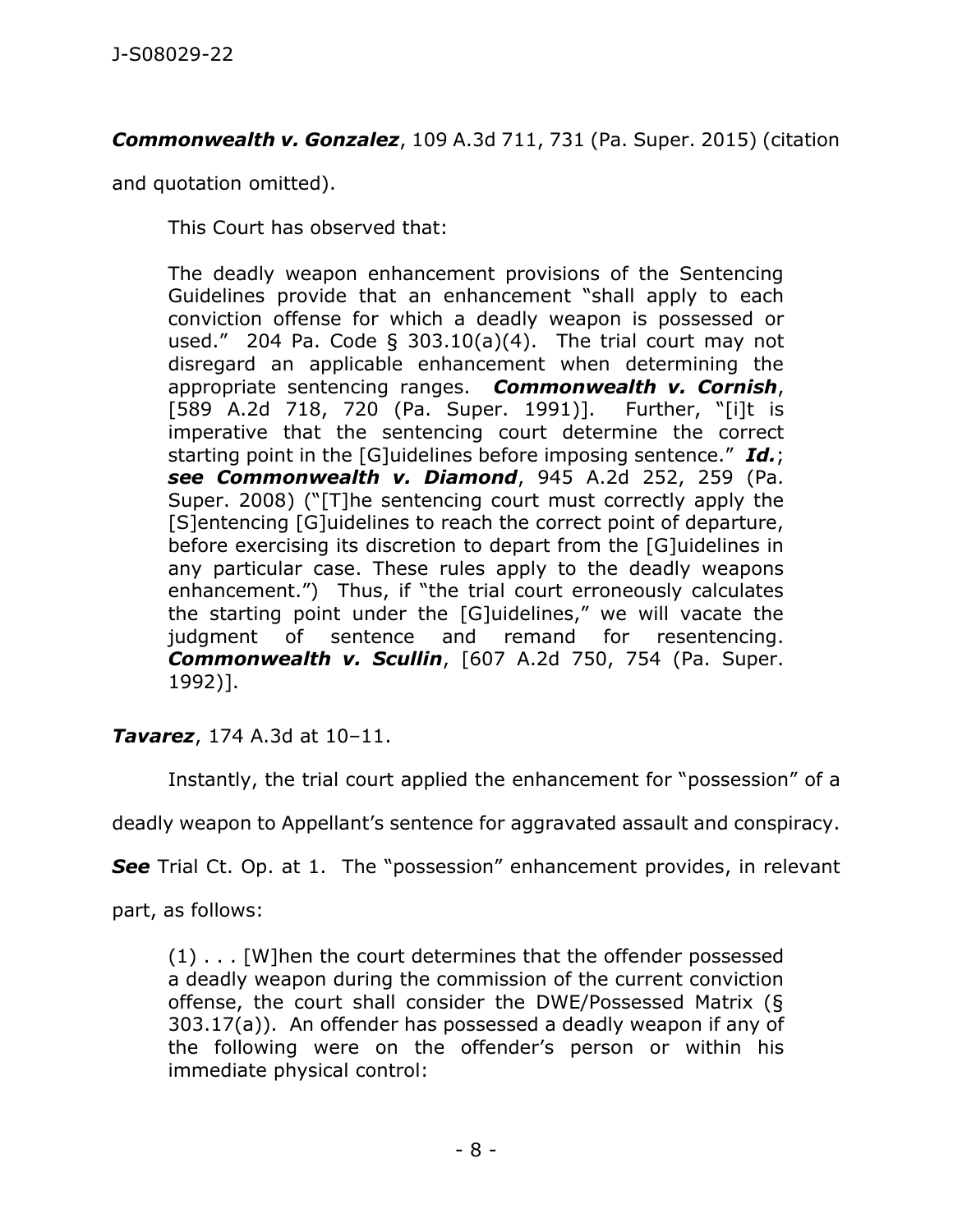***Commonwealth v. Gonzalez***, 109 A.3d 711, 731 (Pa. Super. 2015) (citation and quotation omitted).

This Court has observed that:

> The deadly weapon enhancement provisions of the Sentencing Guidelines provide that an enhancement "shall apply to each conviction offense for which a deadly weapon is possessed or used." 204 Pa. Code § 303.10(a)(4). The trial court may not disregard an applicable enhancement when determining the appropriate sentencing ranges. ***Commonwealth v. Cornish***, [589 A.2d 718, 720 (Pa. Super. 1991)]. Further, "[i]t is imperative that the sentencing court determine the correct starting point in the [G]uidelines before imposing sentence." ***Id.***; ***see Commonwealth v. Diamond***, 945 A.2d 252, 259 (Pa. Super. 2008) ("[T]he sentencing court must correctly apply the [S]entencing [G]uidelines to reach the correct point of departure, before exercising its discretion to depart from the [G]uidelines in any particular case. These rules apply to the deadly weapons enhancement.") Thus, if "the trial court erroneously calculates the starting point under the [G]uidelines," we will vacate the judgment of sentence and remand for resentencing. ***Commonwealth v. Scullin***, [607 A.2d 750, 754 (Pa. Super. 1992)].

***Tavarez***, 174 A.3d at 10–11.

Instantly, the trial court applied the enhancement for "possession" of a deadly weapon to Appellant's sentence for aggravated assault and conspiracy. ***See*** Trial Ct. Op. at 1. The "possession" enhancement provides, in relevant part, as follows:

> (1) . . . [W]hen the court determines that the offender possessed a deadly weapon during the commission of the current conviction offense, the court shall consider the DWE/Possessed Matrix (§ 303.17(a)). An offender has possessed a deadly weapon if any of the following were on the offender's person or within his immediate physical control: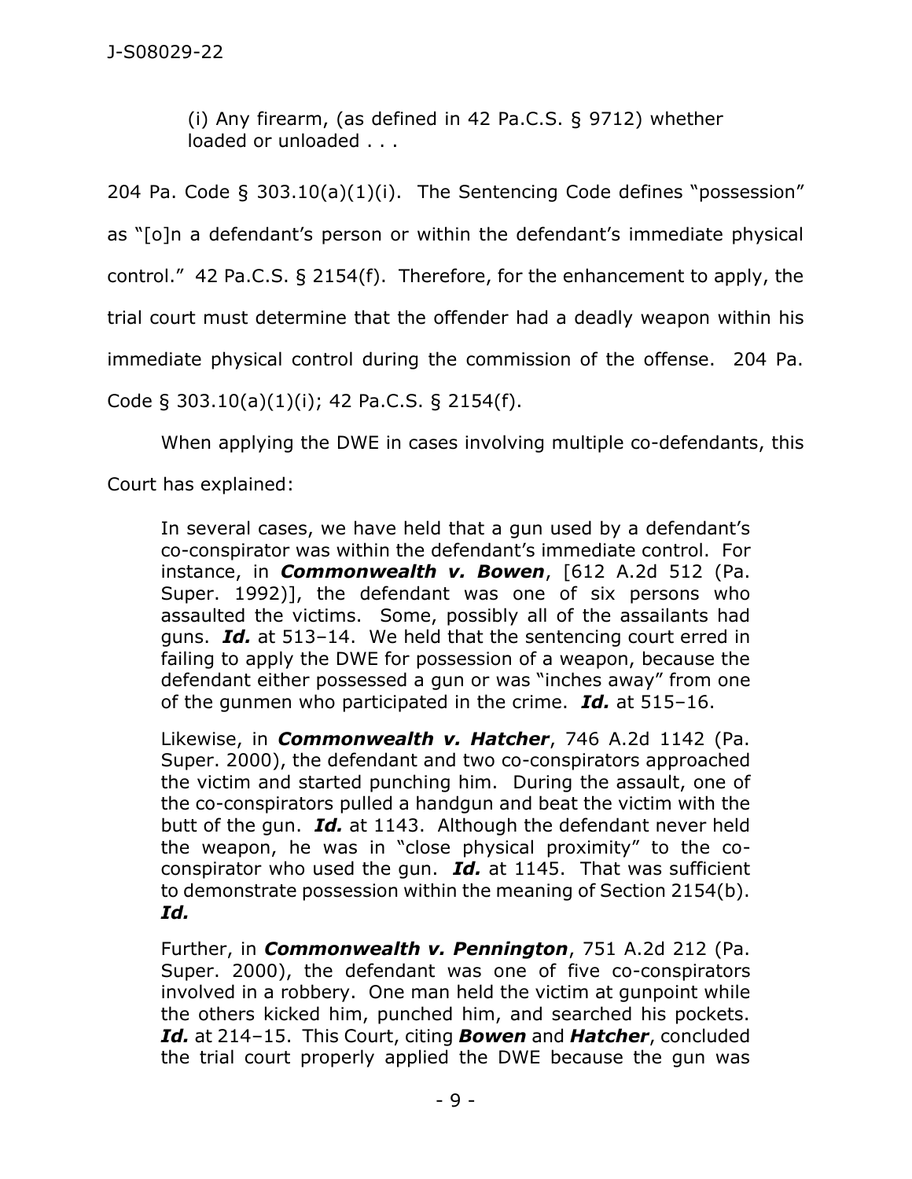> (i) Any firearm, (as defined in 42 Pa.C.S. § 9712) whether loaded or unloaded . . .

204 Pa. Code § 303.10(a)(1)(i). The Sentencing Code defines "possession" as "[o]n a defendant's person or within the defendant's immediate physical control." 42 Pa.C.S. § 2154(f). Therefore, for the enhancement to apply, the trial court must determine that the offender had a deadly weapon within his immediate physical control during the commission of the offense. 204 Pa. Code § 303.10(a)(1)(i); 42 Pa.C.S. § 2154(f).

When applying the DWE in cases involving multiple co-defendants, this Court has explained:

> In several cases, we have held that a gun used by a defendant's co-conspirator was within the defendant's immediate control. For instance, in ***Commonwealth v. Bowen***, [612 A.2d 512 (Pa. Super. 1992)], the defendant was one of six persons who assaulted the victims. Some, possibly all of the assailants had guns. ***Id.*** at 513–14. We held that the sentencing court erred in failing to apply the DWE for possession of a weapon, because the defendant either possessed a gun or was "inches away" from one of the gunmen who participated in the crime. ***Id.*** at 515–16.
>
> Likewise, in ***Commonwealth v. Hatcher***, 746 A.2d 1142 (Pa. Super. 2000), the defendant and two co-conspirators approached the victim and started punching him. During the assault, one of the co-conspirators pulled a handgun and beat the victim with the butt of the gun. ***Id.*** at 1143. Although the defendant never held the weapon, he was in "close physical proximity" to the co-conspirator who used the gun. ***Id.*** at 1145. That was sufficient to demonstrate possession within the meaning of Section 2154(b). ***Id.***
>
> Further, in ***Commonwealth v. Pennington***, 751 A.2d 212 (Pa. Super. 2000), the defendant was one of five co-conspirators involved in a robbery. One man held the victim at gunpoint while the others kicked him, punched him, and searched his pockets. ***Id.*** at 214–15. This Court, citing ***Bowen*** and ***Hatcher***, concluded the trial court properly applied the DWE because the gun was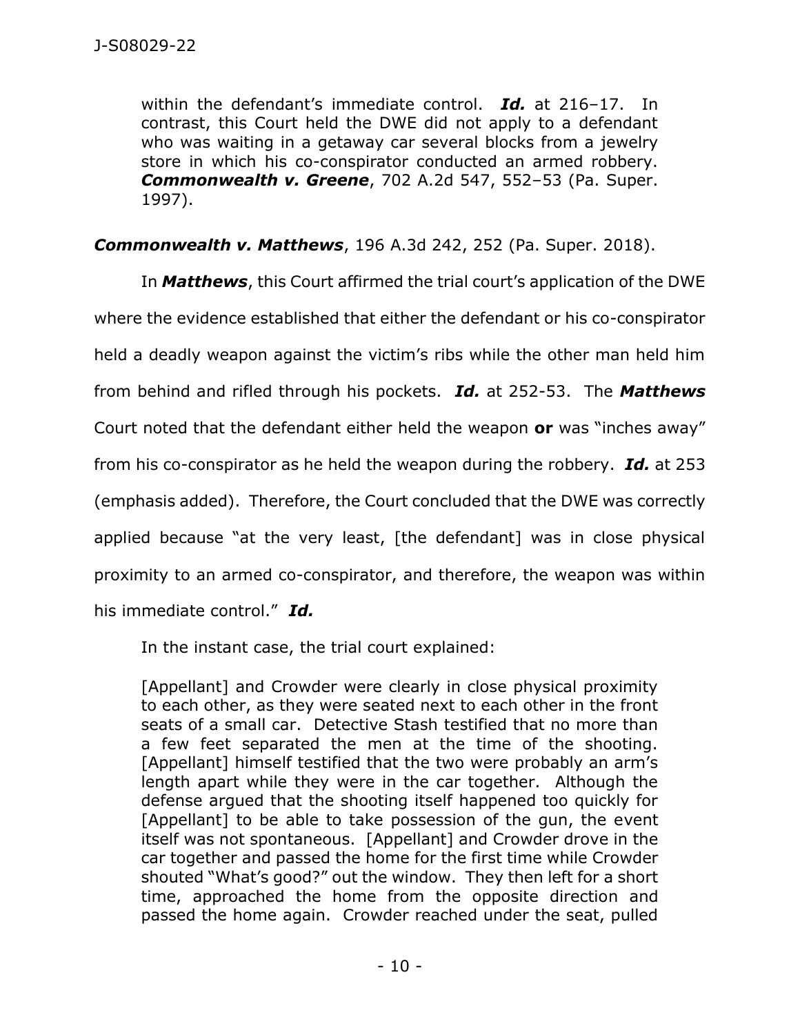> within the defendant's immediate control. ***Id.*** at 216–17. In contrast, this Court held the DWE did not apply to a defendant who was waiting in a getaway car several blocks from a jewelry store in which his co-conspirator conducted an armed robbery. ***Commonwealth v. Greene***, 702 A.2d 547, 552–53 (Pa. Super. 1997).

***Commonwealth v. Matthews***, 196 A.3d 242, 252 (Pa. Super. 2018).

In ***Matthews***, this Court affirmed the trial court's application of the DWE where the evidence established that either the defendant or his co-conspirator held a deadly weapon against the victim's ribs while the other man held him from behind and rifled through his pockets. ***Id.*** at 252-53. The ***Matthews*** Court noted that the defendant either held the weapon **or** was "inches away" from his co-conspirator as he held the weapon during the robbery. ***Id.*** at 253 (emphasis added). Therefore, the Court concluded that the DWE was correctly applied because "at the very least, [the defendant] was in close physical proximity to an armed co-conspirator, and therefore, the weapon was within his immediate control." ***Id.***

In the instant case, the trial court explained:

> [Appellant] and Crowder were clearly in close physical proximity to each other, as they were seated next to each other in the front seats of a small car. Detective Stash testified that no more than a few feet separated the men at the time of the shooting. [Appellant] himself testified that the two were probably an arm's length apart while they were in the car together. Although the defense argued that the shooting itself happened too quickly for [Appellant] to be able to take possession of the gun, the event itself was not spontaneous. [Appellant] and Crowder drove in the car together and passed the home for the first time while Crowder shouted "What's good?" out the window. They then left for a short time, approached the home from the opposite direction and passed the home again. Crowder reached under the seat, pulled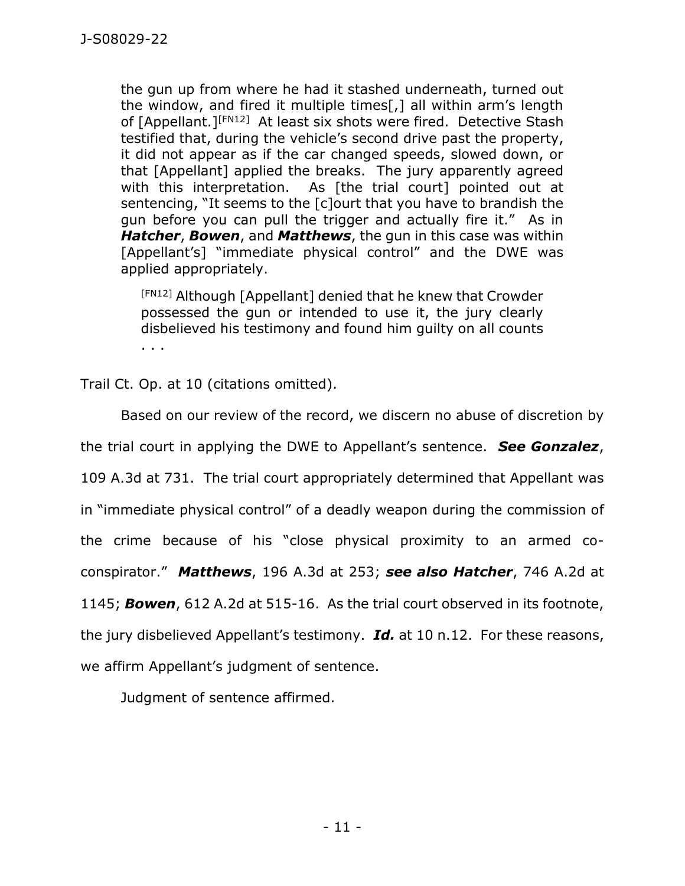> the gun up from where he had it stashed underneath, turned out the window, and fired it multiple times[,] all within arm's length of [Appellant.][FN12] At least six shots were fired. Detective Stash testified that, during the vehicle's second drive past the property, it did not appear as if the car changed speeds, slowed down, or that [Appellant] applied the breaks. The jury apparently agreed with this interpretation. As [the trial court] pointed out at sentencing, "It seems to the [c]ourt that you have to brandish the gun before you can pull the trigger and actually fire it." As in ***Hatcher***, ***Bowen***, and ***Matthews***, the gun in this case was within [Appellant's] "immediate physical control" and the DWE was applied appropriately.
>
> > [FN12] Although [Appellant] denied that he knew that Crowder possessed the gun or intended to use it, the jury clearly disbelieved his testimony and found him guilty on all counts . . .

Trail Ct. Op. at 10 (citations omitted).

Based on our review of the record, we discern no abuse of discretion by the trial court in applying the DWE to Appellant's sentence. ***See Gonzalez***, 109 A.3d at 731. The trial court appropriately determined that Appellant was in "immediate physical control" of a deadly weapon during the commission of the crime because of his "close physical proximity to an armed co-conspirator." ***Matthews***, 196 A.3d at 253; ***see also Hatcher***, 746 A.2d at 1145; ***Bowen***, 612 A.2d at 515-16. As the trial court observed in its footnote, the jury disbelieved Appellant's testimony. ***Id.*** at 10 n.12. For these reasons, we affirm Appellant's judgment of sentence.

Judgment of sentence affirmed.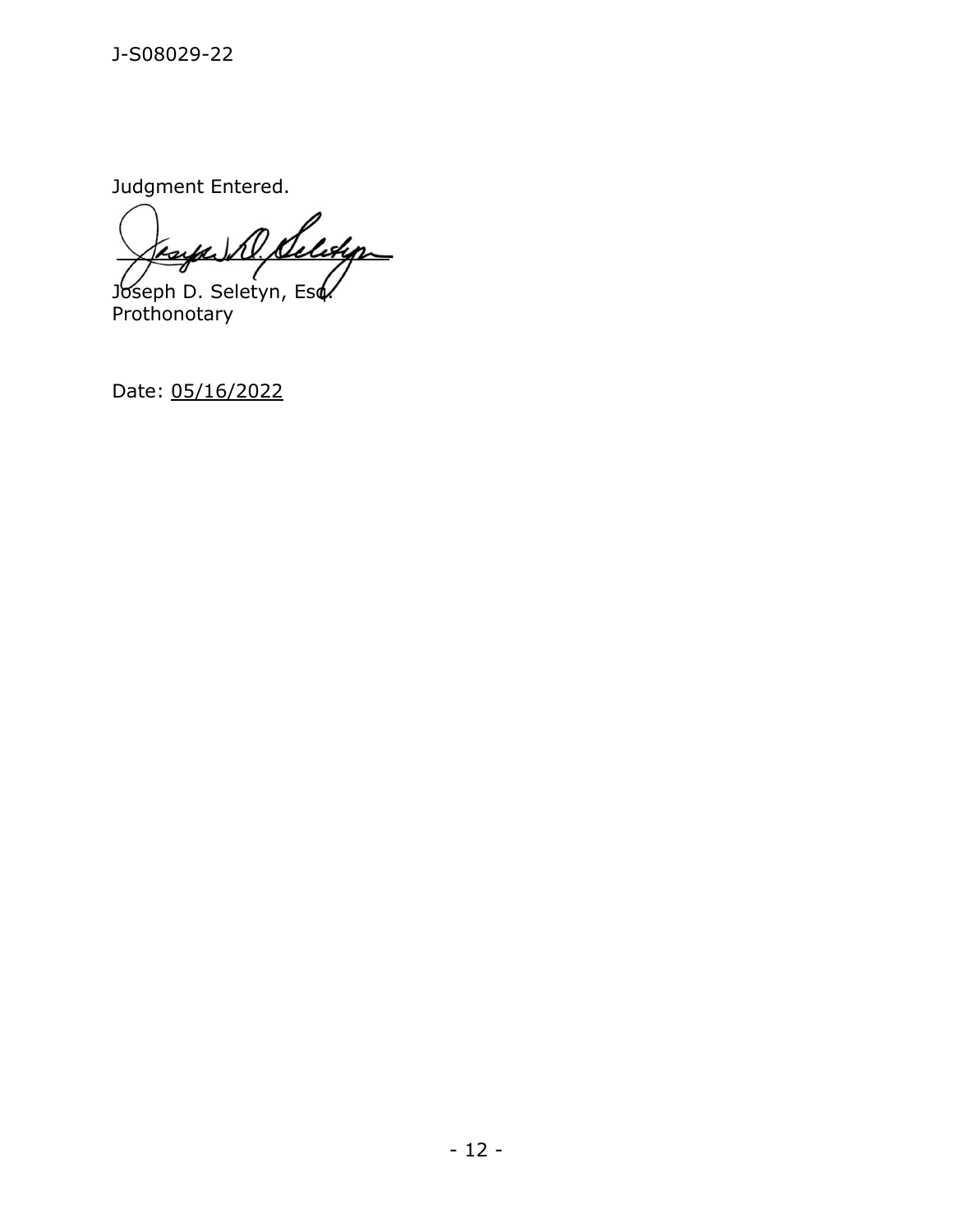Judgment Entered.

Joseph D. Seletyn, Esq.
Prothonotary

Date: 05/16/2022